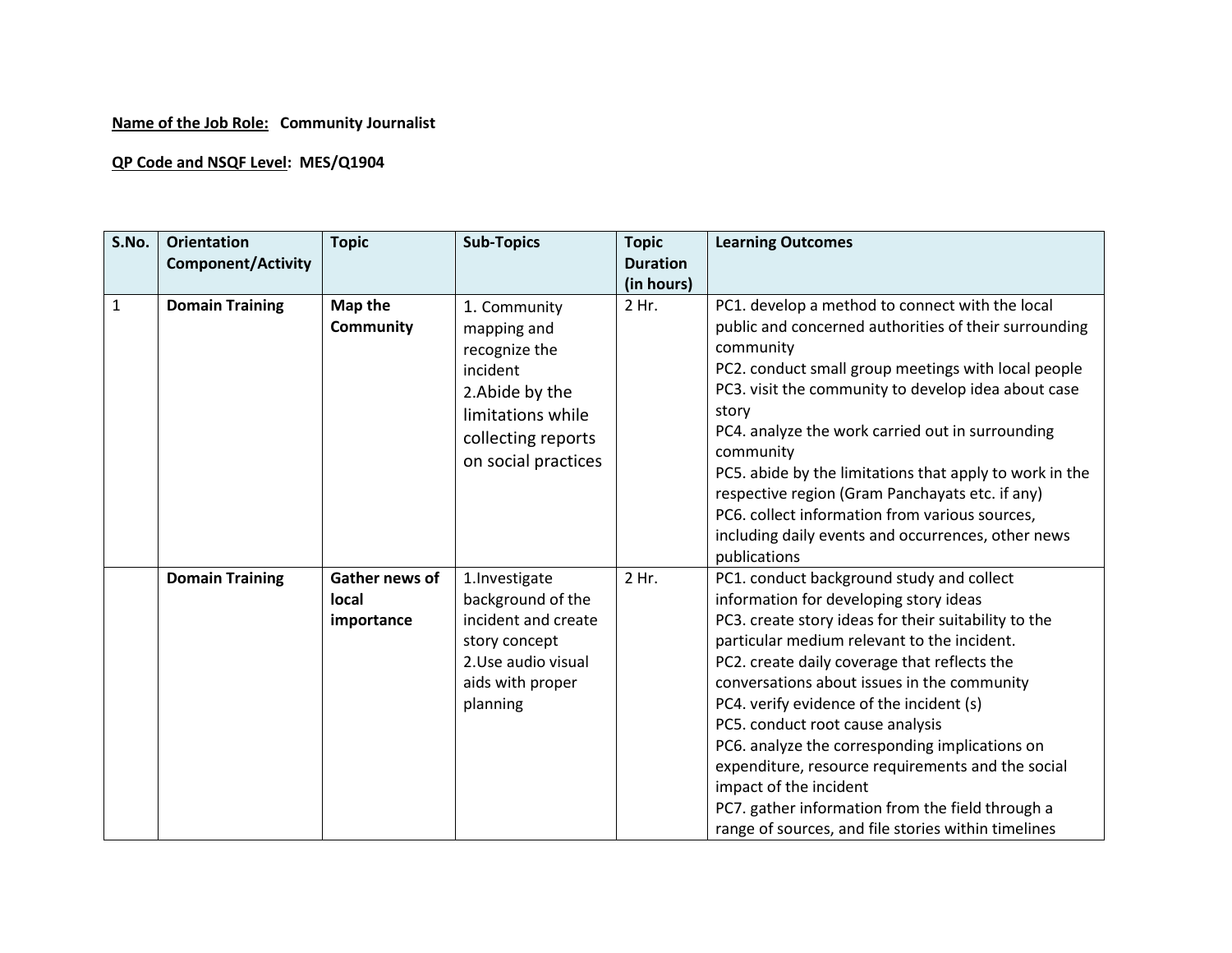**<u>Name of the Job Role:</u> Community Journalist**

**<u>QP Code and NSQF Level</u>: MES/Q1904**

| S.No. | Orientation Component/Activity | Topic | Sub-Topics | Topic Duration (in hours) | Learning Outcomes |
|---|---|---|---|---|---|
| 1 | **Domain Training** | **Map the Community** | 1. Community mapping and recognize the incident<br>2.Abide by the limitations while collecting reports on social practices | 2 Hr. | PC1. develop a method to connect with the local public and concerned authorities of their surrounding community<br>PC2. conduct small group meetings with local people<br>PC3. visit the community to develop idea about case story<br>PC4. analyze the work carried out in surrounding community<br>PC5. abide by the limitations that apply to work in the respective region (Gram Panchayats etc. if any)<br>PC6. collect information from various sources, including daily events and occurrences, other news publications |
| | **Domain Training** | **Gather news of local importance** | 1.Investigate background of the incident and create story concept<br>2.Use audio visual aids with proper planning | 2 Hr. | PC1. conduct background study and collect information for developing story ideas<br>PC3. create story ideas for their suitability to the particular medium relevant to the incident.<br>PC2. create daily coverage that reflects the conversations about issues in the community<br>PC4. verify evidence of the incident (s)<br>PC5. conduct root cause analysis<br>PC6. analyze the corresponding implications on expenditure, resource requirements and the social impact of the incident<br>PC7. gather information from the field through a range of sources, and file stories within timelines |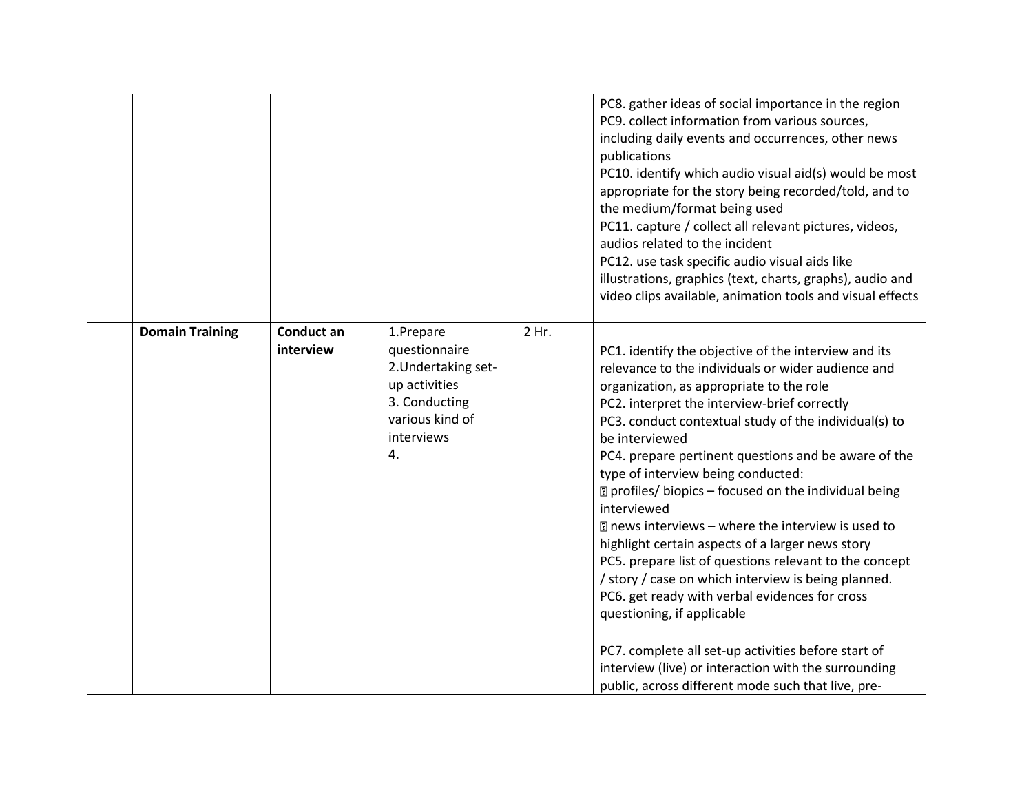| | | | | | |
|---|---|---|---|---|---|
| | | | | | PC8. gather ideas of social importance in the region<br>PC9. collect information from various sources, including daily events and occurrences, other news publications<br>PC10. identify which audio visual aid(s) would be most appropriate for the story being recorded/told, and to the medium/format being used<br>PC11. capture / collect all relevant pictures, videos, audios related to the incident<br>PC12. use task specific audio visual aids like illustrations, graphics (text, charts, graphs), audio and video clips available, animation tools and visual effects |
| | **Domain Training** | **Conduct an interview** | 1.Prepare questionnaire<br>2.Undertaking set-up activities<br>3. Conducting various kind of interviews<br>4. | 2 Hr. | PC1. identify the objective of the interview and its relevance to the individuals or wider audience and organization, as appropriate to the role<br>PC2. interpret the interview-brief correctly<br>PC3. conduct contextual study of the individual(s) to be interviewed<br>PC4. prepare pertinent questions and be aware of the type of interview being conducted:<br>profiles/ biopics – focused on the individual being interviewed<br>news interviews – where the interview is used to highlight certain aspects of a larger news story<br>PC5. prepare list of questions relevant to the concept / story / case on which interview is being planned.<br>PC6. get ready with verbal evidences for cross questioning, if applicable<br><br>PC7. complete all set-up activities before start of interview (live) or interaction with the surrounding public, across different mode such that live, pre- |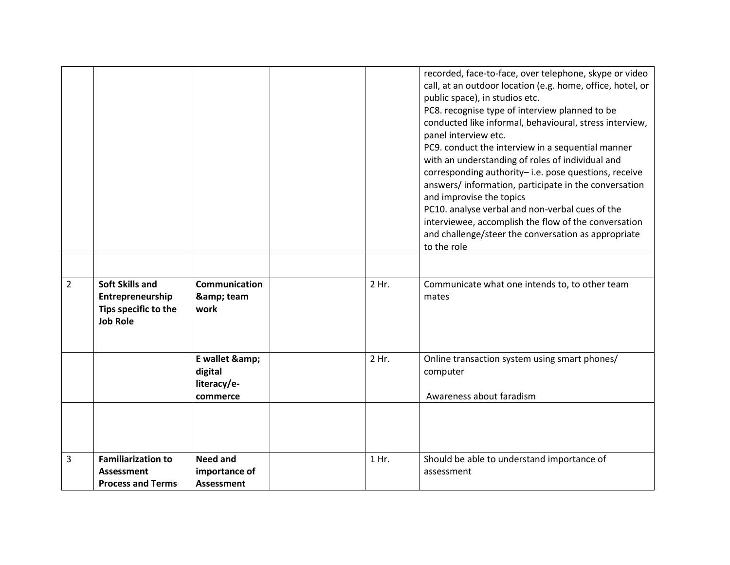| | | | | | |
|---|---|---|---|---|---|
| | | | | | recorded, face-to-face, over telephone, skype or video call, at an outdoor location (e.g. home, office, hotel, or public space), in studios etc.<br>PC8. recognise type of interview planned to be conducted like informal, behavioural, stress interview, panel interview etc.<br>PC9. conduct the interview in a sequential manner with an understanding of roles of individual and corresponding authority– i.e. pose questions, receive answers/ information, participate in the conversation and improvise the topics<br>PC10. analyse verbal and non-verbal cues of the interviewee, accomplish the flow of the conversation and challenge/steer the conversation as appropriate to the role |
| | | | | | |
| 2 | **Soft Skills and Entrepreneurship Tips specific to the Job Role** | **Communication &amp; team work** | | 2 Hr. | Communicate what one intends to, to other team mates |
| | | **E wallet &amp; digital literacy/e-commerce** | | 2 Hr. | Online transaction system using smart phones/ computer<br><br>Awareness about faradism |
| | | | | | |
| 3 | **Familiarization to Assessment Process and Terms** | **Need and importance of Assessment** | | 1 Hr. | Should be able to understand importance of assessment |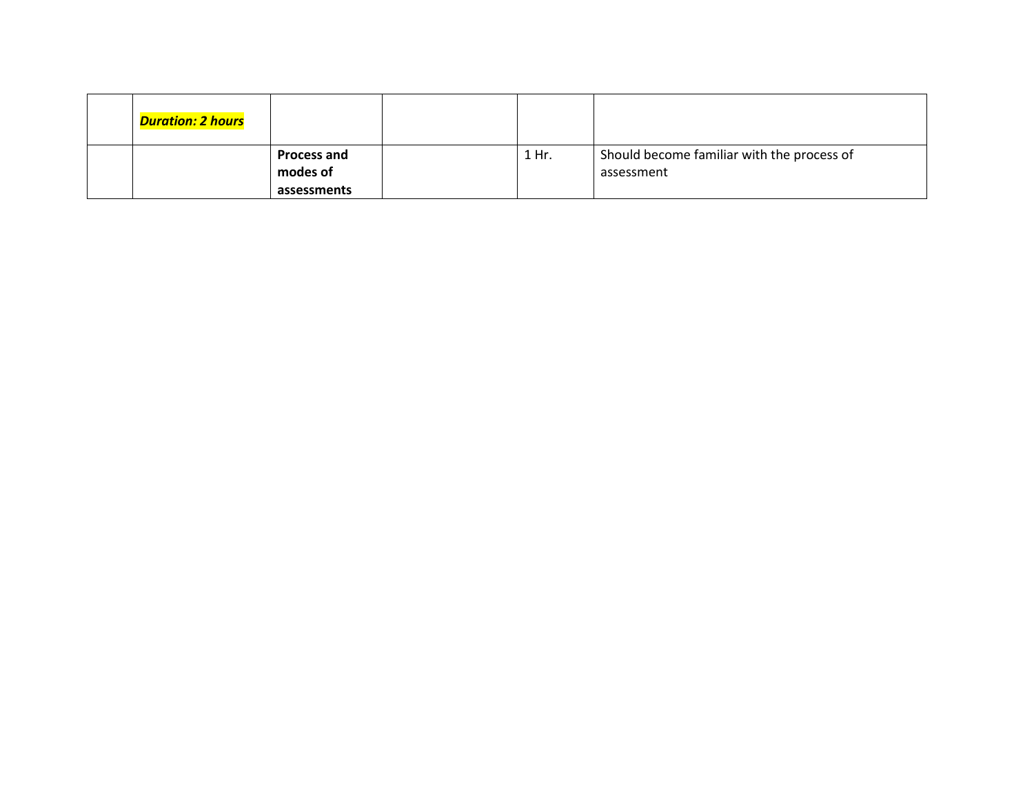| | | | | | |
|---|---|---|---|---|---|
| | ***Duration: 2 hours*** | | | | |
| | | **Process and modes of assessments** | | 1 Hr. | Should become familiar with the process of assessment |